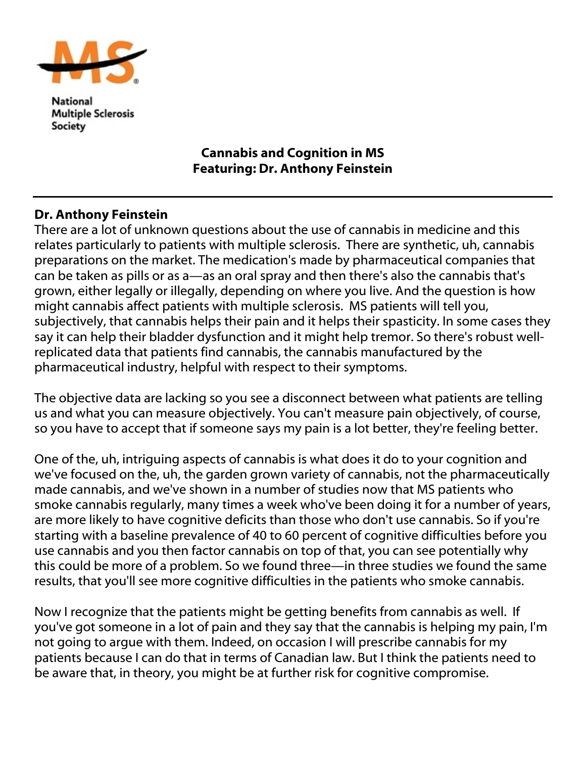National Multiple Sclerosis Society

## Cannabis and Cognition in MS
## Featuring: Dr. Anthony Feinstein

---

**Dr. Anthony Feinstein**

There are a lot of unknown questions about the use of cannabis in medicine and this relates particularly to patients with multiple sclerosis. There are synthetic, uh, cannabis preparations on the market. The medication's made by pharmaceutical companies that can be taken as pills or as a—as an oral spray and then there's also the cannabis that's grown, either legally or illegally, depending on where you live. And the question is how might cannabis affect patients with multiple sclerosis. MS patients will tell you, subjectively, that cannabis helps their pain and it helps their spasticity. In some cases they say it can help their bladder dysfunction and it might help tremor. So there's robust well-replicated data that patients find cannabis, the cannabis manufactured by the pharmaceutical industry, helpful with respect to their symptoms.

The objective data are lacking so you see a disconnect between what patients are telling us and what you can measure objectively. You can't measure pain objectively, of course, so you have to accept that if someone says my pain is a lot better, they're feeling better.

One of the, uh, intriguing aspects of cannabis is what does it do to your cognition and we've focused on the, uh, the garden grown variety of cannabis, not the pharmaceutically made cannabis, and we've shown in a number of studies now that MS patients who smoke cannabis regularly, many times a week who've been doing it for a number of years, are more likely to have cognitive deficits than those who don't use cannabis. So if you're starting with a baseline prevalence of 40 to 60 percent of cognitive difficulties before you use cannabis and you then factor cannabis on top of that, you can see potentially why this could be more of a problem. So we found three—in three studies we found the same results, that you'll see more cognitive difficulties in the patients who smoke cannabis.

Now I recognize that the patients might be getting benefits from cannabis as well. If you've got someone in a lot of pain and they say that the cannabis is helping my pain, I'm not going to argue with them. Indeed, on occasion I will prescribe cannabis for my patients because I can do that in terms of Canadian law. But I think the patients need to be aware that, in theory, you might be at further risk for cognitive compromise.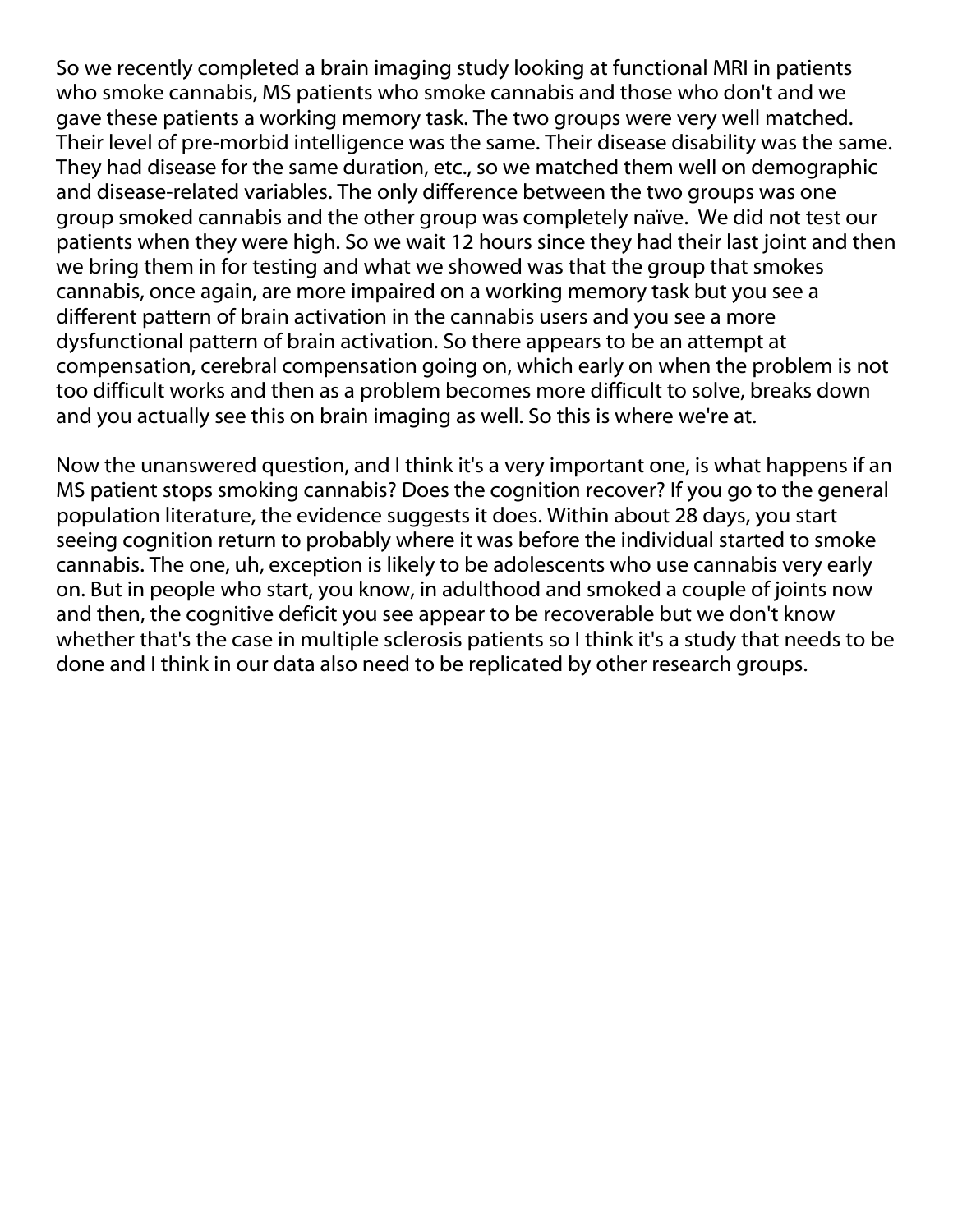So we recently completed a brain imaging study looking at functional MRI in patients who smoke cannabis, MS patients who smoke cannabis and those who don't and we gave these patients a working memory task. The two groups were very well matched. Their level of pre-morbid intelligence was the same. Their disease disability was the same. They had disease for the same duration, etc., so we matched them well on demographic and disease-related variables. The only difference between the two groups was one group smoked cannabis and the other group was completely naïve. We did not test our patients when they were high. So we wait 12 hours since they had their last joint and then we bring them in for testing and what we showed was that the group that smokes cannabis, once again, are more impaired on a working memory task but you see a different pattern of brain activation in the cannabis users and you see a more dysfunctional pattern of brain activation. So there appears to be an attempt at compensation, cerebral compensation going on, which early on when the problem is not too difficult works and then as a problem becomes more difficult to solve, breaks down and you actually see this on brain imaging as well. So this is where we're at.

Now the unanswered question, and I think it's a very important one, is what happens if an MS patient stops smoking cannabis? Does the cognition recover? If you go to the general population literature, the evidence suggests it does. Within about 28 days, you start seeing cognition return to probably where it was before the individual started to smoke cannabis. The one, uh, exception is likely to be adolescents who use cannabis very early on. But in people who start, you know, in adulthood and smoked a couple of joints now and then, the cognitive deficit you see appear to be recoverable but we don't know whether that's the case in multiple sclerosis patients so I think it's a study that needs to be done and I think in our data also need to be replicated by other research groups.